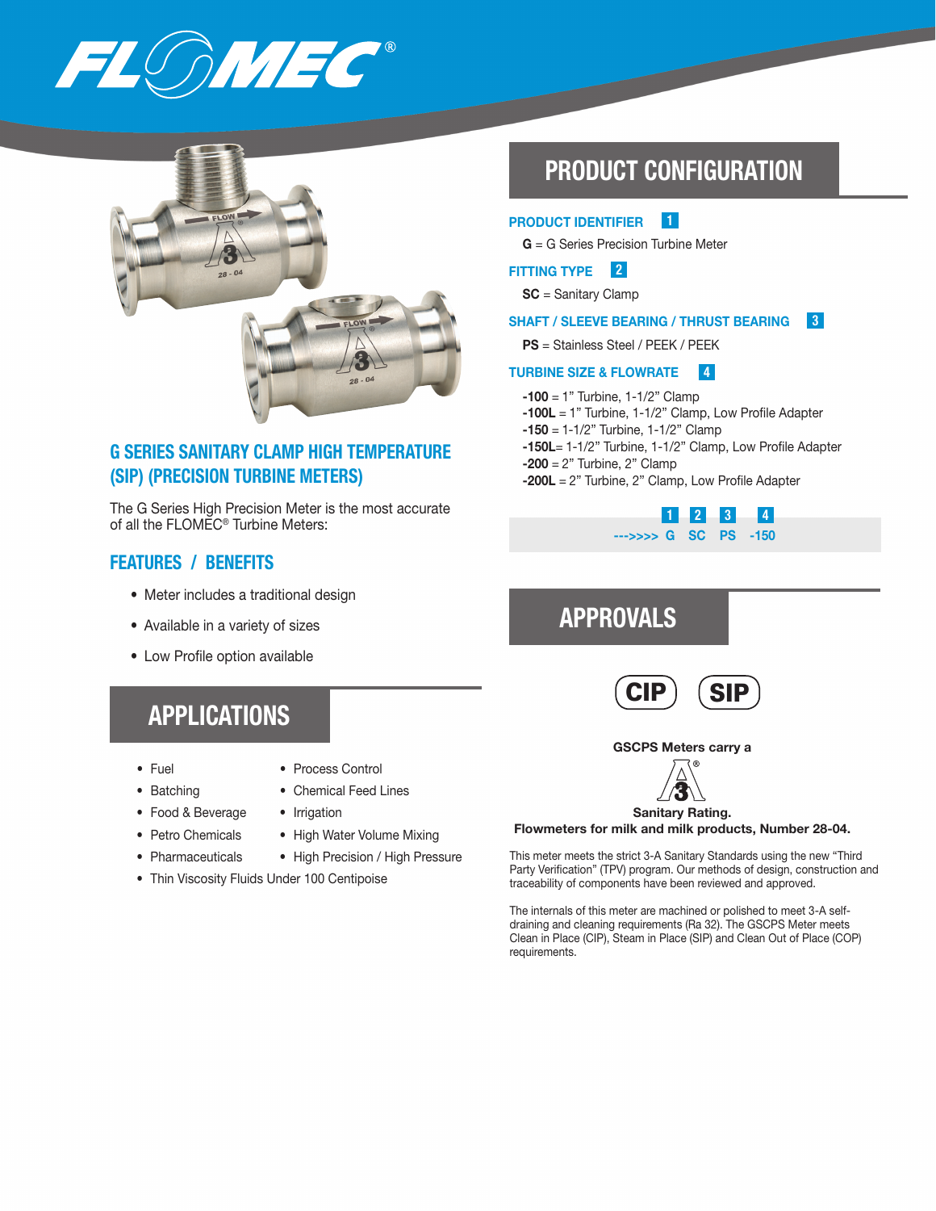# FLOMEC®

## G SERIES SANITARY CLAMP HIGH TEMPERATURE (SIP) (PRECISION TURBINE METERS)

The G Series High Precision Meter is the most accurate of all the FLOMEC® Turbine Meters:

## FEATURES / BENEFITS

- Meter includes a traditional design
- Available in a variety of sizes
- Low Profile option available

## APPLICATIONS

- Fuel
- Batching
- Food & Beverage
- Petro Chemicals
- Pharmaceuticals
- Process Control
- Chemical Feed Lines
- Irrigation
- High Water Volume Mixing
- High Precision / High Pressure
- Thin Viscosity Fluids Under 100 Centipoise

## PRODUCT CONFIGURATION

### PRODUCT IDENTIFIER 1

**G** = G Series Precision Turbine Meter

### FITTING TYPE 2

**SC** = Sanitary Clamp

### SHAFT / SLEEVE BEARING / THRUST BEARING 3

**PS** = Stainless Steel / PEEK / PEEK

### TURBINE SIZE & FLOWRATE 4

**-100** = 1" Turbine, 1-1/2" Clamp
**-100L** = 1" Turbine, 1-1/2" Clamp, Low Profile Adapter
**-150** = 1-1/2" Turbine, 1-1/2" Clamp
**-150L**= 1-1/2" Turbine, 1-1/2" Clamp, Low Profile Adapter
**-200** = 2" Turbine, 2" Clamp
**-200L** = 2" Turbine, 2" Clamp, Low Profile Adapter

| | 1 | 2 | 3 | 4 |
|---|---|---|---|---|
| --->>>> | G | SC | PS | -150 |

## APPROVALS

CIP SIP

**GSCPS Meters carry a**

**Sanitary Rating.**

**Flowmeters for milk and milk products, Number 28-04.**

This meter meets the strict 3-A Sanitary Standards using the new "Third Party Verification" (TPV) program. Our methods of design, construction and traceability of components have been reviewed and approved.

The internals of this meter are machined or polished to meet 3-A self-draining and cleaning requirements (Ra 32). The GSCPS Meter meets Clean in Place (CIP), Steam in Place (SIP) and Clean Out of Place (COP) requirements.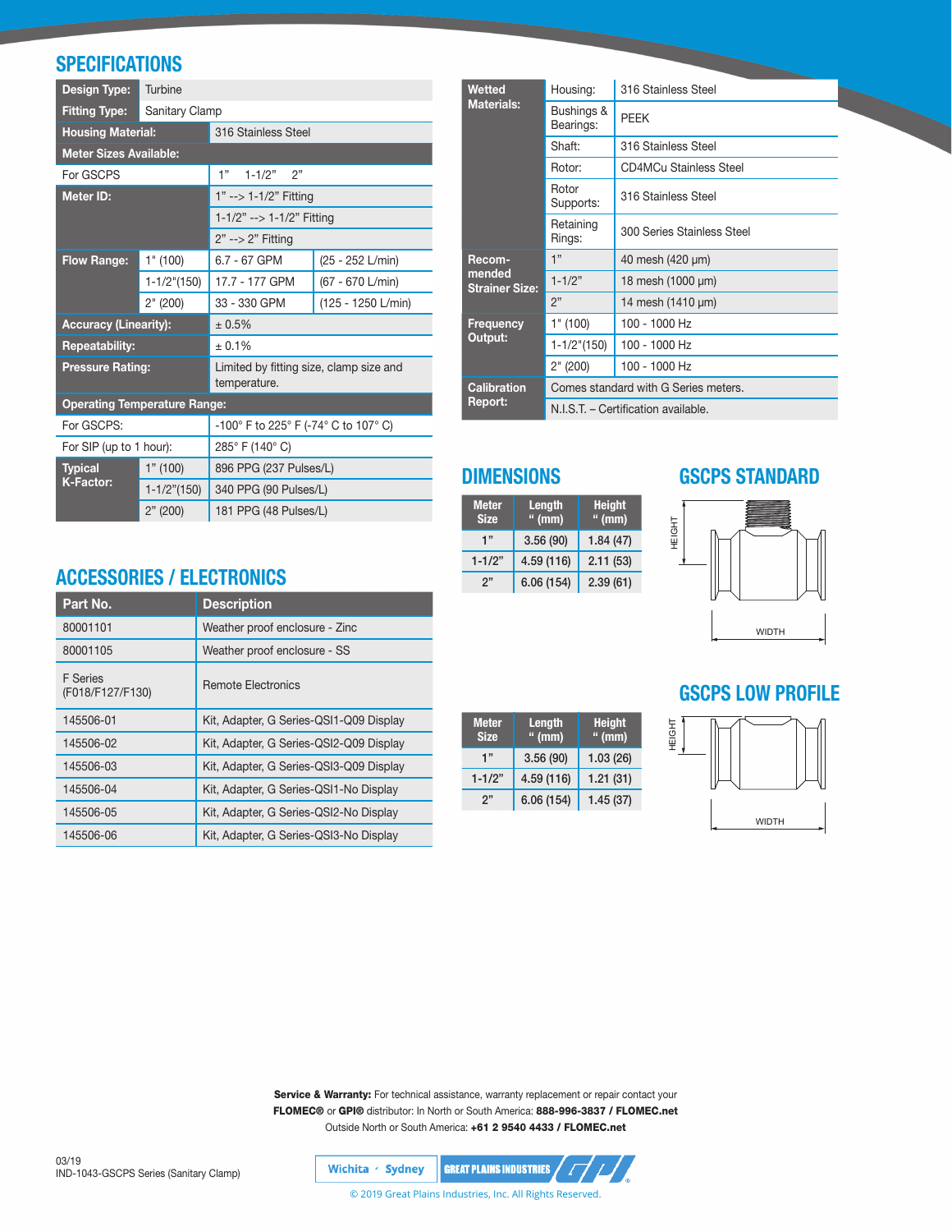## SPECIFICATIONS

| | | | |
|---|---|---|---|
| **Design Type:** | Turbine | | |
| **Fitting Type:** | Sanitary Clamp | | |
| **Housing Material:** | | 316 Stainless Steel | |
| **Meter Sizes Available:** | | | |
| For GSCPS | | 1" 1-1/2" 2" | |
| **Meter ID:** | | 1" --> 1-1/2" Fitting | |
| | | 1-1/2" --> 1-1/2" Fitting | |
| | | 2" --> 2" Fitting | |
| **Flow Range:** | 1" (100) | 6.7 - 67 GPM | (25 - 252 L/min) |
| | 1-1/2"(150) | 17.7 - 177 GPM | (67 - 670 L/min) |
| | 2" (200) | 33 - 330 GPM | (125 - 1250 L/min) |
| **Accuracy (Linearity):** | | ± 0.5% | |
| **Repeatability:** | | ± 0.1% | |
| **Pressure Rating:** | | Limited by fitting size, clamp size and temperature. | |
| **Operating Temperature Range:** | | | |
| For GSCPS: | | -100° F to 225° F (-74° C to 107° C) | |
| For SIP (up to 1 hour): | | 285° F (140° C) | |
| **Typical K-Factor:** | 1" (100) | 896 PPG (237 Pulses/L) | |
| | 1-1/2"(150) | 340 PPG (90 Pulses/L) | |
| | 2" (200) | 181 PPG (48 Pulses/L) | |

| | | |
|---|---|---|
| **Wetted Materials:** | Housing: | 316 Stainless Steel |
| | Bushings & Bearings: | PEEK |
| | Shaft: | 316 Stainless Steel |
| | Rotor: | CD4MCu Stainless Steel |
| | Rotor Supports: | 316 Stainless Steel |
| | Retaining Rings: | 300 Series Stainless Steel |
| **Recommended Strainer Size:** | 1" | 40 mesh (420 µm) |
| | 1-1/2" | 18 mesh (1000 µm) |
| | 2" | 14 mesh (1410 µm) |
| **Frequency Output:** | 1" (100) | 100 - 1000 Hz |
| | 1-1/2"(150) | 100 - 1000 Hz |
| | 2" (200) | 100 - 1000 Hz |
| **Calibration Report:** | Comes standard with G Series meters. | |
| | N.I.S.T. – Certification available. | |

## ACCESSORIES / ELECTRONICS

| Part No. | Description |
|---|---|
| 80001101 | Weather proof enclosure - Zinc |
| 80001105 | Weather proof enclosure - SS |
| F Series (F018/F127/F130) | Remote Electronics |
| 145506-01 | Kit, Adapter, G Series-QSI1-Q09 Display |
| 145506-02 | Kit, Adapter, G Series-QSI2-Q09 Display |
| 145506-03 | Kit, Adapter, G Series-QSI3-Q09 Display |
| 145506-04 | Kit, Adapter, G Series-QSI1-No Display |
| 145506-05 | Kit, Adapter, G Series-QSI2-No Display |
| 145506-06 | Kit, Adapter, G Series-QSI3-No Display |

## DIMENSIONS

### GSCPS STANDARD

| Meter Size | Length " (mm) | Height " (mm) |
|---|---|---|
| 1" | 3.56 (90) | 1.84 (47) |
| 1-1/2" | 4.59 (116) | 2.11 (53) |
| 2" | 6.06 (154) | 2.39 (61) |

HEIGHT

WIDTH

### GSCPS LOW PROFILE

| Meter Size | Length " (mm) | Height " (mm) |
|---|---|---|
| 1" | 3.56 (90) | 1.03 (26) |
| 1-1/2" | 4.59 (116) | 1.21 (31) |
| 2" | 6.06 (154) | 1.45 (37) |

HEIGHT

WIDTH

**Service & Warranty:** For technical assistance, warranty replacement or repair contact your **FLOMEC®** or **GPI®** distributor: In North or South America: **888-996-3837 / FLOMEC.net**
Outside North or South America: **+61 2 9540 4433 / FLOMEC.net**

03/19
IND-1043-GSCPS Series (Sanitary Clamp)

Wichita · Sydney

GREAT PLAINS INDUSTRIES GPI®

© 2019 Great Plains Industries, Inc. All Rights Reserved.